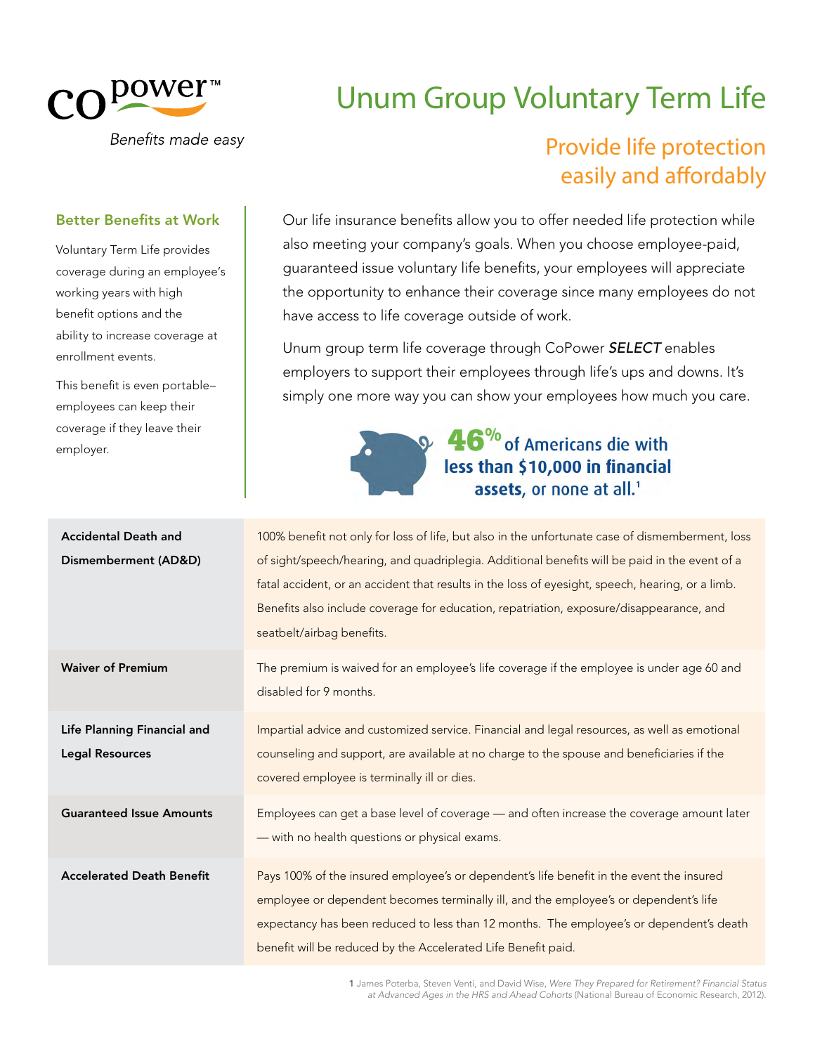copower™

*Benefits made easy*

# Unum Group Voluntary Term Life

## Provide life protection easily and affordably

### Better Benefits at Work

Voluntary Term Life provides coverage during an employee's working years with high benefit options and the ability to increase coverage at enrollment events.

This benefit is even portable– employees can keep their coverage if they leave their employer.

Our life insurance benefits allow you to offer needed life protection while also meeting your company's goals. When you choose employee-paid, guaranteed issue voluntary life benefits, your employees will appreciate the opportunity to enhance their coverage since many employees do not have access to life coverage outside of work.

Unum group term life coverage through CoPower ***SELECT*** enables employers to support their employees through life's ups and downs. It's simply one more way you can show your employees how much you care.

**46%** of Americans die with **less than $10,000 in financial assets**, or none at all.[1]

| | |
|---|---|
| **Accidental Death and Dismemberment (AD&D)** | 100% benefit not only for loss of life, but also in the unfortunate case of dismemberment, loss of sight/speech/hearing, and quadriplegia. Additional benefits will be paid in the event of a fatal accident, or an accident that results in the loss of eyesight, speech, hearing, or a limb. Benefits also include coverage for education, repatriation, exposure/disappearance, and seatbelt/airbag benefits. |
| **Waiver of Premium** | The premium is waived for an employee's life coverage if the employee is under age 60 and disabled for 9 months. |
| **Life Planning Financial and Legal Resources** | Impartial advice and customized service. Financial and legal resources, as well as emotional counseling and support, are available at no charge to the spouse and beneficiaries if the covered employee is terminally ill or dies. |
| **Guaranteed Issue Amounts** | Employees can get a base level of coverage — and often increase the coverage amount later — with no health questions or physical exams. |
| **Accelerated Death Benefit** | Pays 100% of the insured employee's or dependent's life benefit in the event the insured employee or dependent becomes terminally ill, and the employee's or dependent's life expectancy has been reduced to less than 12 months. The employee's or dependent's death benefit will be reduced by the Accelerated Life Benefit paid. |

1 James Poterba, Steven Venti, and David Wise, *Were They Prepared for Retirement? Financial Status at Advanced Ages in the HRS and Ahead Cohorts* (National Bureau of Economic Research, 2012).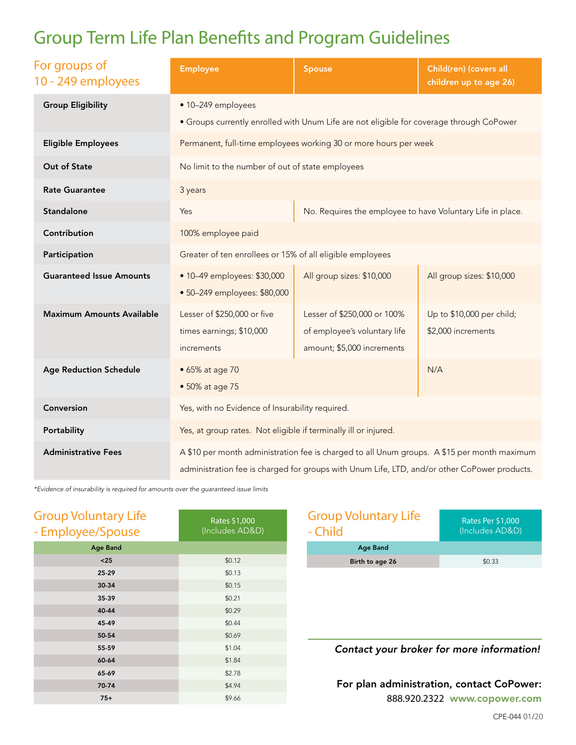# Group Term Life Plan Benefits and Program Guidelines

| For groups of 10 - 249 employees | Employee | Spouse | Child(ren) (covers all children up to age 26) |
|---|---|---|---|
| **Group Eligibility** | • 10–249 employees<br>• Groups currently enrolled with Unum Life are not eligible for coverage through CoPower | | |
| **Eligible Employees** | Permanent, full-time employees working 30 or more hours per week | | |
| **Out of State** | No limit to the number of out of state employees | | |
| **Rate Guarantee** | 3 years | | |
| **Standalone** | Yes | No. Requires the employee to have Voluntary Life in place. | |
| **Contribution** | 100% employee paid | | |
| **Participation** | Greater of ten enrollees or 15% of all eligible employees | | |
| **Guaranteed Issue Amounts** | • 10–49 employees: $30,000<br>• 50–249 employees: $80,000 | All group sizes: $10,000 | All group sizes: $10,000 |
| **Maximum Amounts Available** | Lesser of $250,000 or five times earnings; $10,000 increments | Lesser of $250,000 or 100% of employee's voluntary life amount; $5,000 increments | Up to $10,000 per child; $2,000 increments |
| **Age Reduction Schedule** | • 65% at age 70<br>• 50% at age 75 | | N/A |
| **Conversion** | Yes, with no Evidence of Insurability required. | | |
| **Portability** | Yes, at group rates. Not eligible if terminally ill or injured. | | |
| **Administrative Fees** | A $10 per month administration fee is charged to all Unum groups. A $15 per month maximum administration fee is charged for groups with Unum Life, LTD, and/or other CoPower products. | | |

*\*Evidence of insurability is required for amounts over the guaranteed issue limits*

## Group Voluntary Life - Employee/Spouse

| Age Band | Rates $1,000 (Includes AD&D) |
|---|---|
| <25 | $0.12 |
| 25-29 | $0.13 |
| 30-34 | $0.15 |
| 35-39 | $0.21 |
| 40-44 | $0.29 |
| 45-49 | $0.44 |
| 50-54 | $0.69 |
| 55-59 | $1.04 |
| 60-64 | $1.84 |
| 65-69 | $2.78 |
| 70-74 | $4.94 |
| 75+ | $9.66 |

## Group Voluntary Life - Child

| Age Band | Rates Per $1,000 (Includes AD&D) |
|---|---|
| Birth to age 26 | $0.33 |

***Contact your broker for more information!***

**For plan administration, contact CoPower:**
888.920.2322 **www.copower.com**

CPE-044 01/20